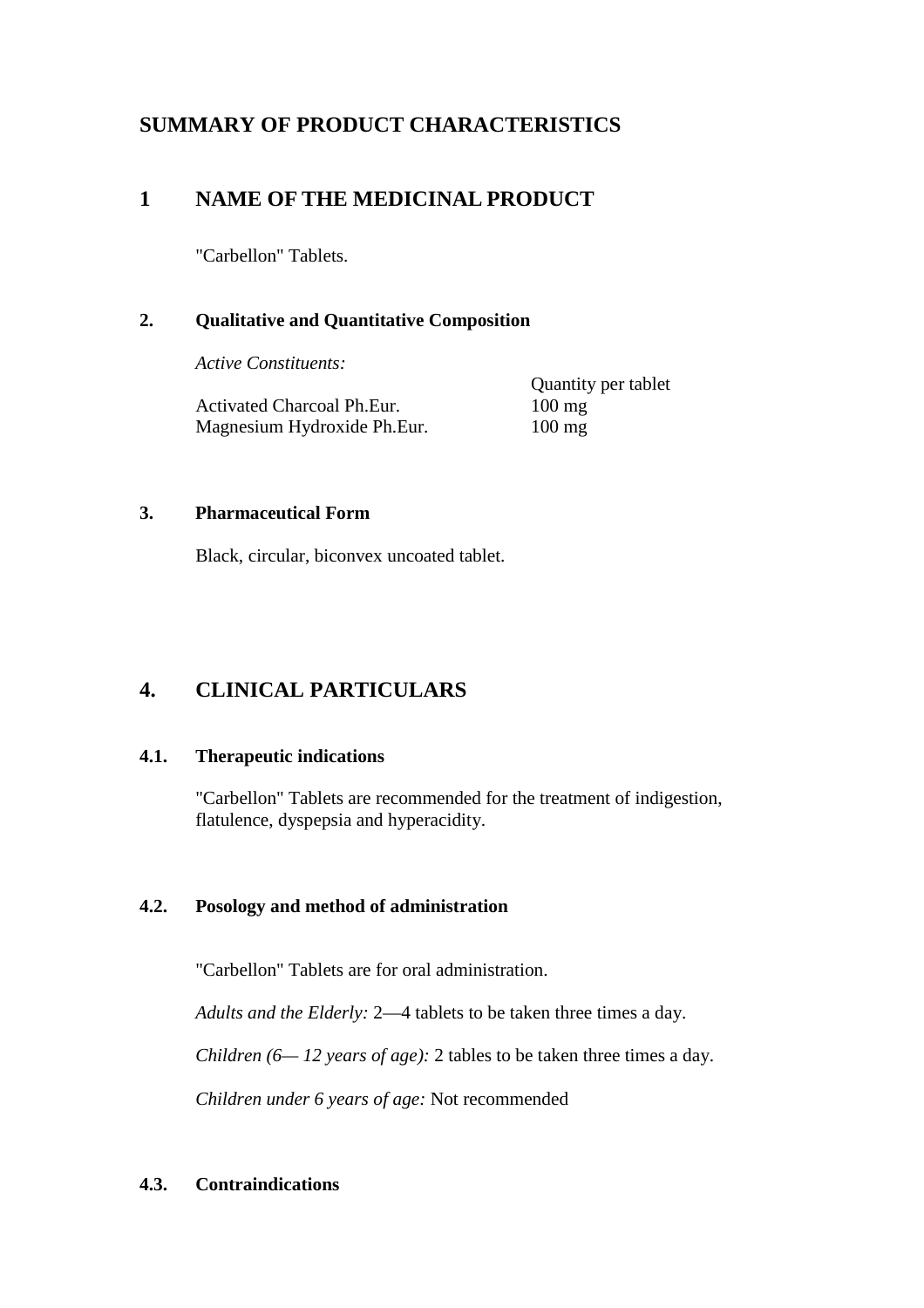# SUMMARY OF PRODUCT CHARACTERISTICS

## 1 NAME OF THE MEDICINAL PRODUCT

"Carbellon" Tablets.

### 2. Qualitative and Quantitative Composition

*Active Constituents:*

| | Quantity per tablet |
|---|---|
| Activated Charcoal Ph.Eur. | 100 mg |
| Magnesium Hydroxide Ph.Eur. | 100 mg |

### 3. Pharmaceutical Form

Black, circular, biconvex uncoated tablet.

## 4. CLINICAL PARTICULARS

### 4.1. Therapeutic indications

"Carbellon" Tablets are recommended for the treatment of indigestion, flatulence, dyspepsia and hyperacidity.

### 4.2. Posology and method of administration

"Carbellon" Tablets are for oral administration.

*Adults and the Elderly:* 2—4 tablets to be taken three times a day.

*Children (6— 12 years of age):* 2 tables to be taken three times a day.

*Children under 6 years of age:* Not recommended

### 4.3. Contraindications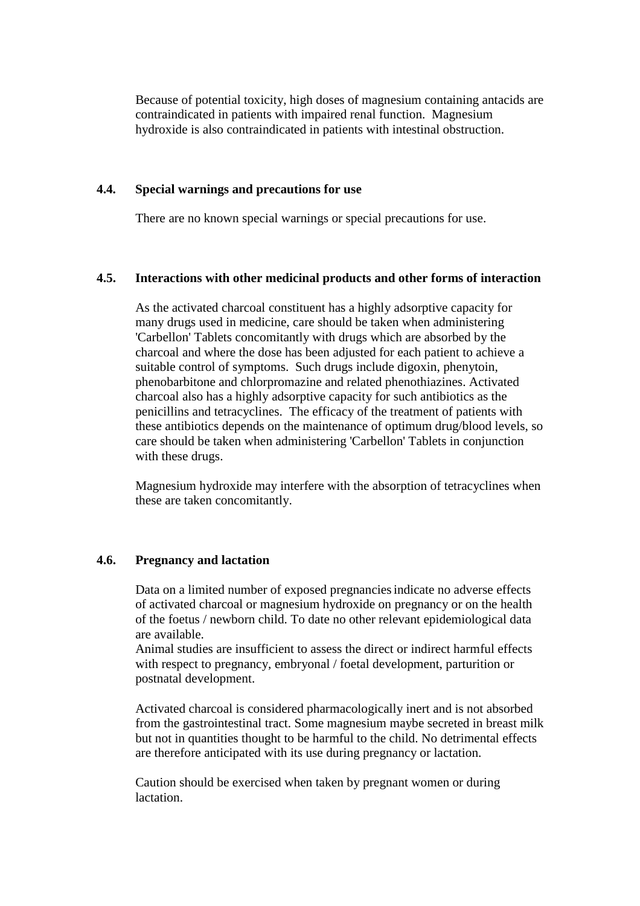Because of potential toxicity, high doses of magnesium containing antacids are contraindicated in patients with impaired renal function. Magnesium hydroxide is also contraindicated in patients with intestinal obstruction.

## 4.4. Special warnings and precautions for use

There are no known special warnings or special precautions for use.

## 4.5. Interactions with other medicinal products and other forms of interaction

As the activated charcoal constituent has a highly adsorptive capacity for many drugs used in medicine, care should be taken when administering 'Carbellon' Tablets concomitantly with drugs which are absorbed by the charcoal and where the dose has been adjusted for each patient to achieve a suitable control of symptoms. Such drugs include digoxin, phenytoin, phenobarbitone and chlorpromazine and related phenothiazines. Activated charcoal also has a highly adsorptive capacity for such antibiotics as the penicillins and tetracyclines. The efficacy of the treatment of patients with these antibiotics depends on the maintenance of optimum drug/blood levels, so care should be taken when administering 'Carbellon' Tablets in conjunction with these drugs.

Magnesium hydroxide may interfere with the absorption of tetracyclines when these are taken concomitantly.

## 4.6. Pregnancy and lactation

Data on a limited number of exposed pregnancies indicate no adverse effects of activated charcoal or magnesium hydroxide on pregnancy or on the health of the foetus / newborn child. To date no other relevant epidemiological data are available.
Animal studies are insufficient to assess the direct or indirect harmful effects with respect to pregnancy, embryonal / foetal development, parturition or postnatal development.

Activated charcoal is considered pharmacologically inert and is not absorbed from the gastrointestinal tract. Some magnesium maybe secreted in breast milk but not in quantities thought to be harmful to the child. No detrimental effects are therefore anticipated with its use during pregnancy or lactation.

Caution should be exercised when taken by pregnant women or during lactation.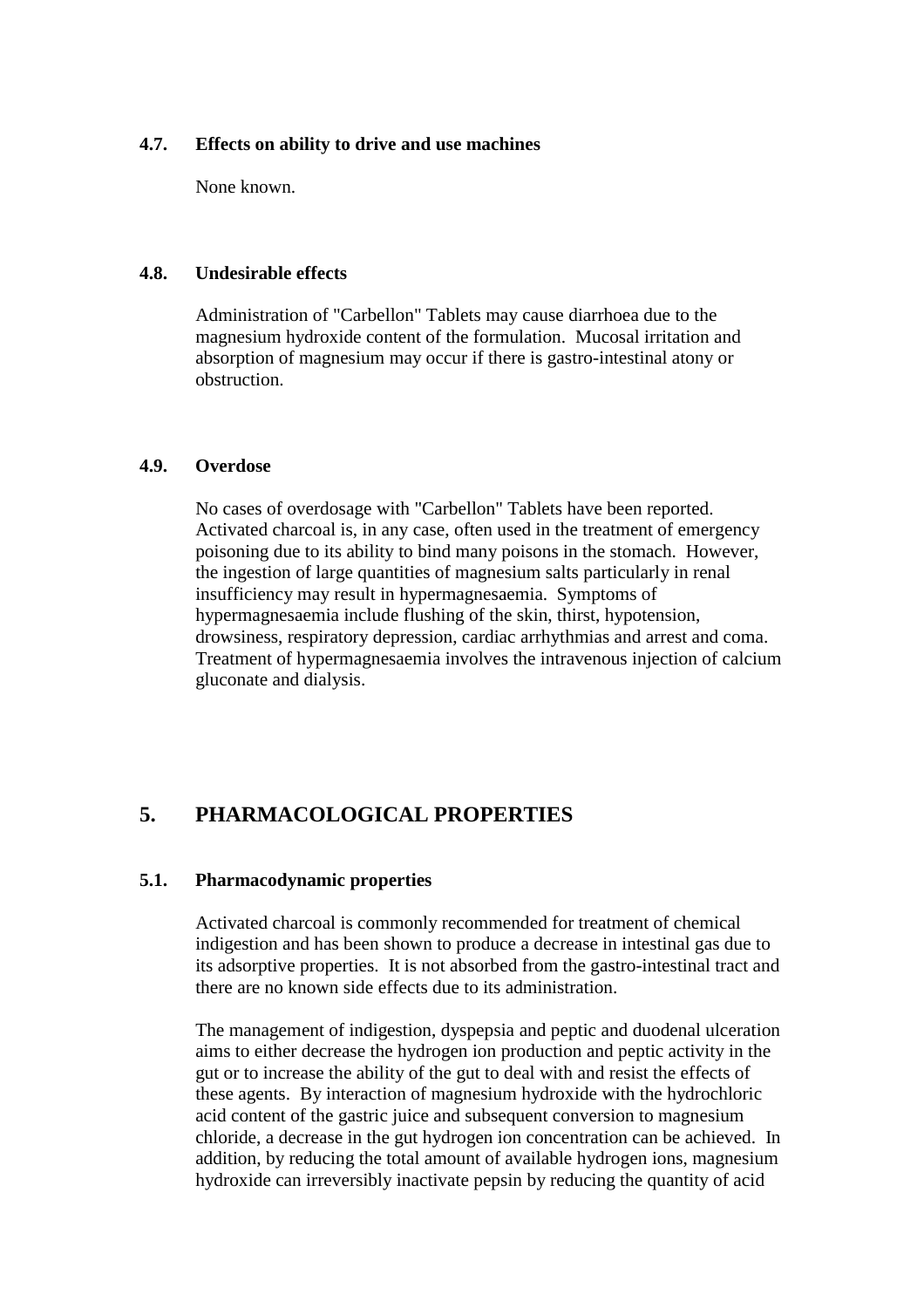### 4.7. Effects on ability to drive and use machines

None known.

### 4.8. Undesirable effects

Administration of "Carbellon" Tablets may cause diarrhoea due to the magnesium hydroxide content of the formulation. Mucosal irritation and absorption of magnesium may occur if there is gastro-intestinal atony or obstruction.

### 4.9. Overdose

No cases of overdosage with "Carbellon" Tablets have been reported. Activated charcoal is, in any case, often used in the treatment of emergency poisoning due to its ability to bind many poisons in the stomach. However, the ingestion of large quantities of magnesium salts particularly in renal insufficiency may result in hypermagnesaemia. Symptoms of hypermagnesaemia include flushing of the skin, thirst, hypotension, drowsiness, respiratory depression, cardiac arrhythmias and arrest and coma. Treatment of hypermagnesaemia involves the intravenous injection of calcium gluconate and dialysis.

## 5. PHARMACOLOGICAL PROPERTIES

### 5.1. Pharmacodynamic properties

Activated charcoal is commonly recommended for treatment of chemical indigestion and has been shown to produce a decrease in intestinal gas due to its adsorptive properties. It is not absorbed from the gastro-intestinal tract and there are no known side effects due to its administration.

The management of indigestion, dyspepsia and peptic and duodenal ulceration aims to either decrease the hydrogen ion production and peptic activity in the gut or to increase the ability of the gut to deal with and resist the effects of these agents. By interaction of magnesium hydroxide with the hydrochloric acid content of the gastric juice and subsequent conversion to magnesium chloride, a decrease in the gut hydrogen ion concentration can be achieved. In addition, by reducing the total amount of available hydrogen ions, magnesium hydroxide can irreversibly inactivate pepsin by reducing the quantity of acid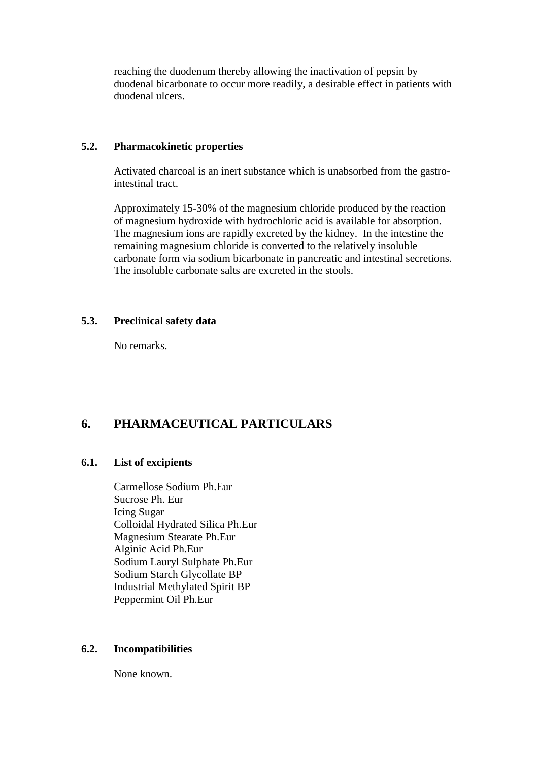reaching the duodenum thereby allowing the inactivation of pepsin by duodenal bicarbonate to occur more readily, a desirable effect in patients with duodenal ulcers.

### 5.2. Pharmacokinetic properties

Activated charcoal is an inert substance which is unabsorbed from the gastro-intestinal tract.

Approximately 15-30% of the magnesium chloride produced by the reaction of magnesium hydroxide with hydrochloric acid is available for absorption. The magnesium ions are rapidly excreted by the kidney. In the intestine the remaining magnesium chloride is converted to the relatively insoluble carbonate form via sodium bicarbonate in pancreatic and intestinal secretions. The insoluble carbonate salts are excreted in the stools.

### 5.3. Preclinical safety data

No remarks.

## 6. PHARMACEUTICAL PARTICULARS

### 6.1. List of excipients

Carmellose Sodium Ph.Eur
Sucrose Ph. Eur
Icing Sugar
Colloidal Hydrated Silica Ph.Eur
Magnesium Stearate Ph.Eur
Alginic Acid Ph.Eur
Sodium Lauryl Sulphate Ph.Eur
Sodium Starch Glycollate BP
Industrial Methylated Spirit BP
Peppermint Oil Ph.Eur

### 6.2. Incompatibilities

None known.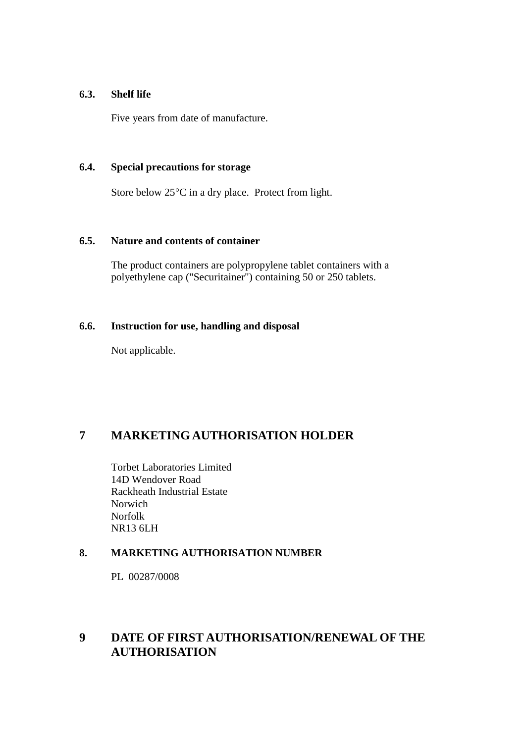### 6.3. Shelf life

Five years from date of manufacture.

### 6.4. Special precautions for storage

Store below 25°C in a dry place. Protect from light.

### 6.5. Nature and contents of container

The product containers are polypropylene tablet containers with a polyethylene cap ("Securitainer") containing 50 or 250 tablets.

### 6.6. Instruction for use, handling and disposal

Not applicable.

## 7 MARKETING AUTHORISATION HOLDER

Torbet Laboratories Limited
14D Wendover Road
Rackheath Industrial Estate
Norwich
Norfolk
NR13 6LH

### 8. MARKETING AUTHORISATION NUMBER

PL 00287/0008

## 9 DATE OF FIRST AUTHORISATION/RENEWAL OF THE AUTHORISATION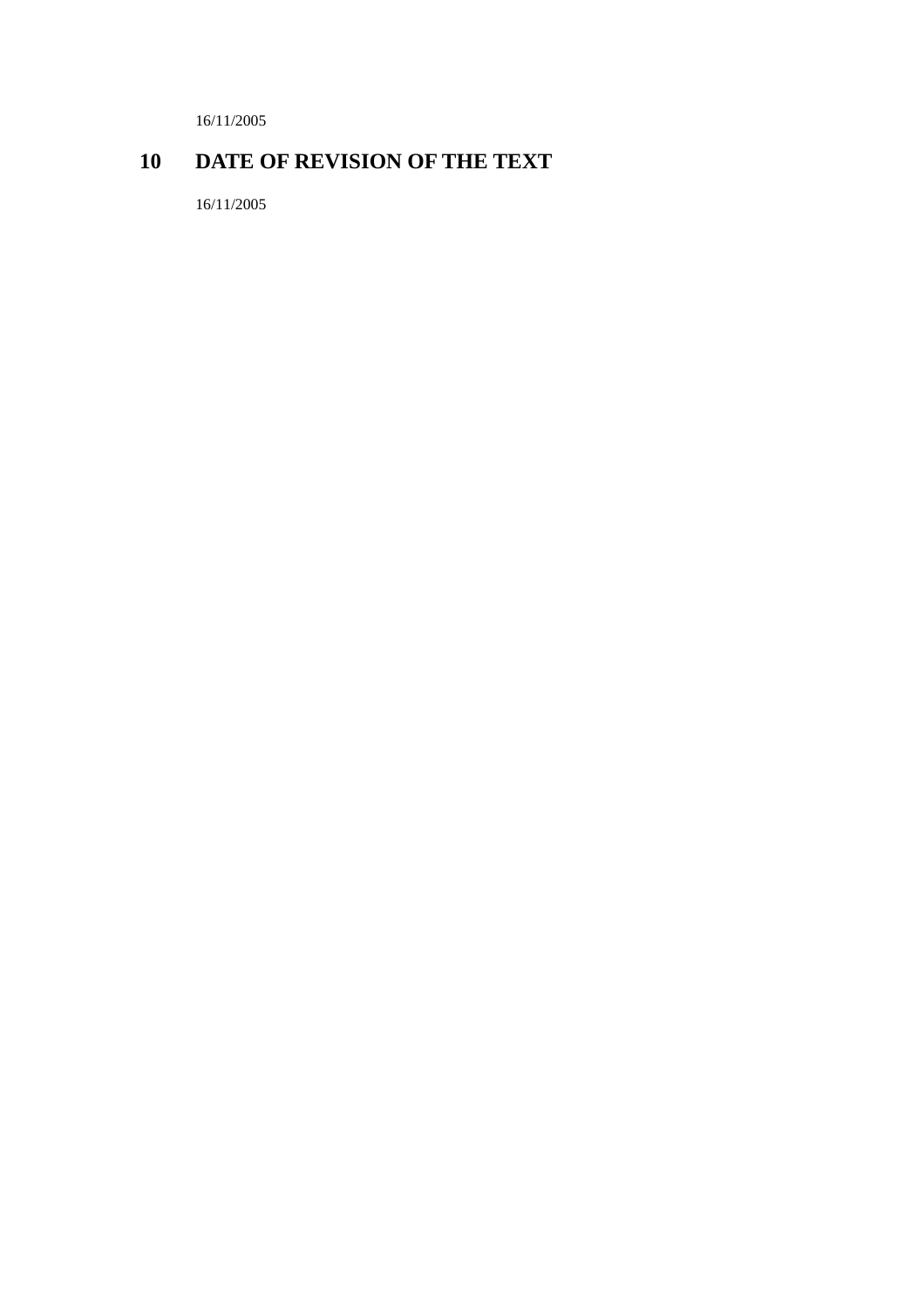16/11/2005

## 10 DATE OF REVISION OF THE TEXT

16/11/2005